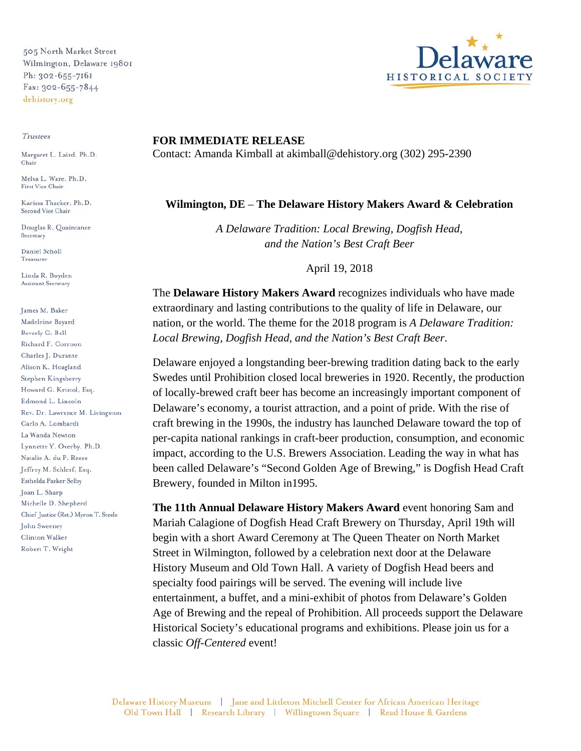505 North Market Street
Wilmington, Delaware 19801
Ph: 302-655-7161
Fax: 302-655-7844
dehistory.org

**Delaware HISTORICAL SOCIETY**

*Trustees*

Margaret L. Laird, Ph.D.
Chair

Melva L. Ware, Ph.D.
First Vice Chair

Karissa Thacker, Ph.D.
Second Vice Chair

Douglas R. Quaintance
Secretary

Daniel Scholl
Treasurer

Linda R. Boyden
Assistant Secretary

James M. Baker
Madeleine Bayard
Beverly C. Bell
Richard F. Corroon
Charles J. Durante
Alison K. Hoagland
Stephen Kingsberry
Howard G. Kristol, Esq.
Edmond L. Lincoln
Rev. Dr. Lawrence M. Livingston
Carlo A. Lombardi
La Wanda Newton
Lynnette Y. Overby, Ph.D.
Natalie A. du P. Reese
Jeffrey M. Schlerf, Esq.
Esthelda Parker Selby
Joan L. Sharp
Michelle D. Shepherd
Chief Justice (Ret.) Myron T. Steele
John Sweeney
Clinton Walker
Robert T. Wright

**FOR IMMEDIATE RELEASE**
Contact: Amanda Kimball at akimball@dehistory.org (302) 295-2390

**Wilmington, DE – The Delaware History Makers Award & Celebration**

*A Delaware Tradition: Local Brewing, Dogfish Head, and the Nation's Best Craft Beer*

April 19, 2018

The **Delaware History Makers Award** recognizes individuals who have made extraordinary and lasting contributions to the quality of life in Delaware, our nation, or the world. The theme for the 2018 program is *A Delaware Tradition: Local Brewing, Dogfish Head, and the Nation's Best Craft Beer*.

Delaware enjoyed a longstanding beer-brewing tradition dating back to the early Swedes until Prohibition closed local breweries in 1920. Recently, the production of locally-brewed craft beer has become an increasingly important component of Delaware's economy, a tourist attraction, and a point of pride. With the rise of craft brewing in the 1990s, the industry has launched Delaware toward the top of per-capita national rankings in craft-beer production, consumption, and economic impact, according to the U.S. Brewers Association. Leading the way in what has been called Delaware's "Second Golden Age of Brewing," is Dogfish Head Craft Brewery, founded in Milton in1995.

**The 11th Annual Delaware History Makers Award** event honoring Sam and Mariah Calagione of Dogfish Head Craft Brewery on Thursday, April 19th will begin with a short Award Ceremony at The Queen Theater on North Market Street in Wilmington, followed by a celebration next door at the Delaware History Museum and Old Town Hall. A variety of Dogfish Head beers and specialty food pairings will be served. The evening will include live entertainment, a buffet, and a mini-exhibit of photos from Delaware's Golden Age of Brewing and the repeal of Prohibition. All proceeds support the Delaware Historical Society's educational programs and exhibitions. Please join us for a classic *Off-Centered* event!

Delaware History Museum | Jane and Littleton Mitchell Center for African American Heritage
Old Town Hall | Research Library | Willingtown Square | Read House & Gardens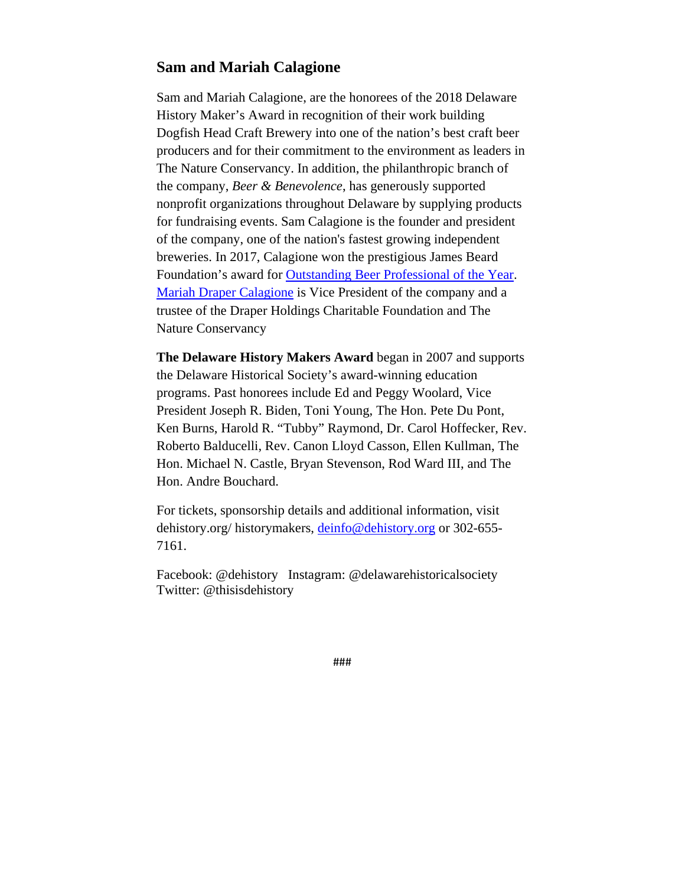## Sam and Mariah Calagione

Sam and Mariah Calagione, are the honorees of the 2018 Delaware History Maker's Award in recognition of their work building Dogfish Head Craft Brewery into one of the nation's best craft beer producers and for their commitment to the environment as leaders in The Nature Conservancy. In addition, the philanthropic branch of the company, *Beer & Benevolence*, has generously supported nonprofit organizations throughout Delaware by supplying products for fundraising events. Sam Calagione is the founder and president of the company, one of the nation's fastest growing independent breweries. In 2017, Calagione won the prestigious James Beard Foundation's award for Outstanding Beer Professional of the Year. Mariah Draper Calagione is Vice President of the company and a trustee of the Draper Holdings Charitable Foundation and The Nature Conservancy

**The Delaware History Makers Award** began in 2007 and supports the Delaware Historical Society's award-winning education programs. Past honorees include Ed and Peggy Woolard, Vice President Joseph R. Biden, Toni Young, The Hon. Pete Du Pont, Ken Burns, Harold R. "Tubby" Raymond, Dr. Carol Hoffecker, Rev. Roberto Balducelli, Rev. Canon Lloyd Casson, Ellen Kullman, The Hon. Michael N. Castle, Bryan Stevenson, Rod Ward III, and The Hon. Andre Bouchard.

For tickets, sponsorship details and additional information, visit dehistory.org/ historymakers, deinfo@dehistory.org or 302-655-7161.

Facebook: @dehistory   Instagram: @delawarehistoricalsociety
Twitter: @thisisdehistory

###